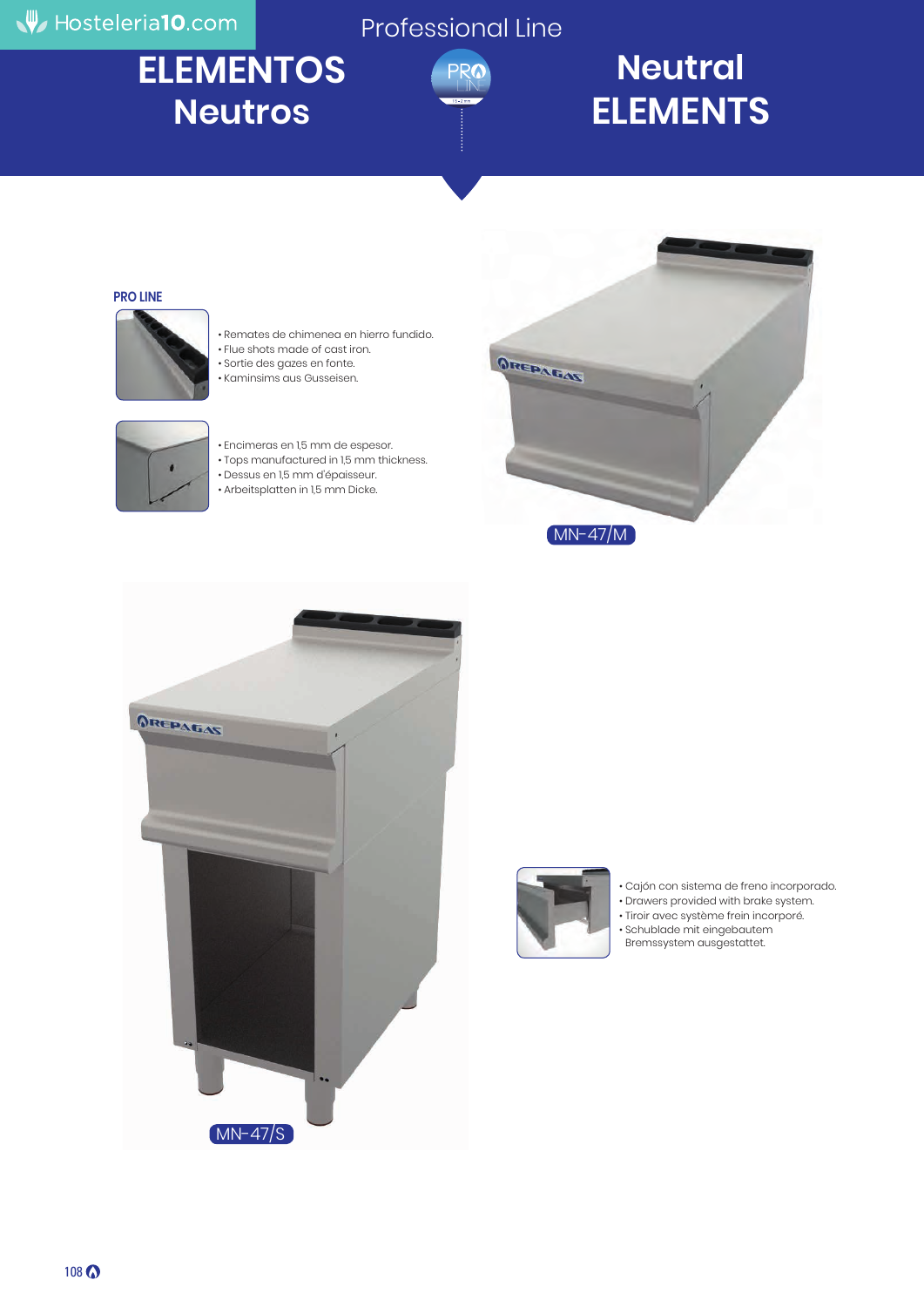Hosteleria10.com

Professional Line

# ELEMENTOS Neutros

# Neutral ELEMENTS

### PRO LINE

- Remates de chimenea en hierro fundido.
- Flue shots made of cast iron.
- Sortie des gazes en fonte.
- Kaminsims aus Gusseisen.

- Encimeras en 1,5 mm de espesor.
- Tops manufactured in 1,5 mm thickness.
- Dessus en 1,5 mm d'épaisseur.
- Arbeitsplatten in 1,5 mm Dicke.

MN-47/M

- Cajón con sistema de freno incorporado.
- Drawers provided with brake system.
- Tiroir avec système frein incorporé.
- Schublade mit eingebautem Bremssystem ausgestattet.

MN-47/S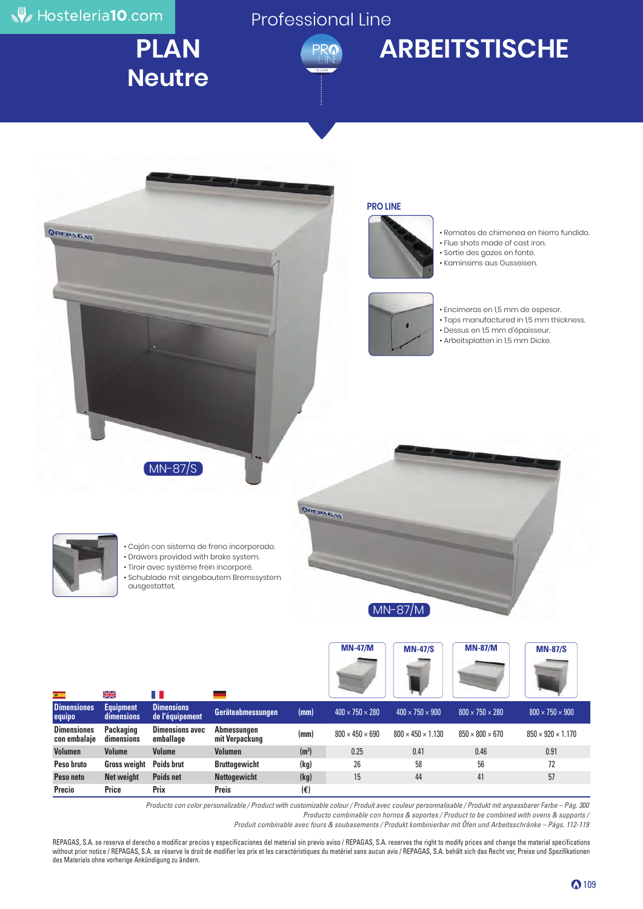Professional Line

# PLAN Neutre

# ARBEITSTISCHE

### PRO LINE

- Remates de chimenea en hierro fundido.
- Flue shots made of cast iron.
- Sortie des gazes en fonte.
- Kaminsims aus Gusseisen.

- Encimeras en 1,5 mm de espesor.
- Tops manufactured in 1,5 mm thickness.
- Dessus en 1,5 mm d'épaisseur.
- Arbeitsplatten in 1,5 mm Dicke.

MN-87/S

- Cajón con sistema de freno incorporado.
- Drawers provided with brake system.
- Tiroir avec système frein incorporé.
- Schublade mit eingebautem Bremssystem ausgestattet.

MN-87/M

| | | | | | MN-47/M | MN-47/S | MN-87/M | MN-87/S |
|---|---|---|---|---|---|---|---|---|
| Dimensiones equipo | Equipment dimensions | Dimensions de l'équipement | Geräteabmessungen | (mm) | 400 × 750 × 280 | 400 × 750 × 900 | 800 × 750 × 280 | 800 × 750 × 900 |
| Dimensiones con embalaje | Packaging dimensions | Dimensions avec emballage | Abmessungen mit Verpackung | (mm) | 800 × 450 × 690 | 800 × 450 × 1.130 | 850 × 800 × 670 | 850 × 920 × 1.170 |
| Volumen | Volume | Volume | Volumen | (m³) | 0.25 | 0.41 | 0.46 | 0.91 |
| Peso bruto | Gross weight | Poids brut | Bruttogewicht | (kg) | 26 | 58 | 56 | 72 |
| Peso neto | Net weight | Poids net | Nettogewicht | (kg) | 15 | 44 | 41 | 57 |
| Precio | Price | Prix | Preis | (€) | | | | |

*Producto con color personalizable / Product with customizable colour / Produit avec couleur personnalisable / Produkt mit anpassbarer Farbe – Pág. 300*
*Producto combinable con hornos & soportes / Product to be combined with ovens & supports / Produit combinable avec fours & soubasements / Produkt kombinierbar mit Öfen und Arbeitsschränke – Págs. 112-119*

REPAGAS, S.A. se reserva el derecho a modificar precios y especificaciones del material sin previo aviso / REPAGAS, S.A. reserves the right to modify prices and change the material specifications without prior notice / REPAGAS, S.A. se réserve le droit de modifier les prix et les caractéristiques du matériel sans aucun avis / REPAGAS, S.A. behält sich das Recht vor, Preise und Spezifikationen des Materials ohne vorherige Ankündigung zu ändern.